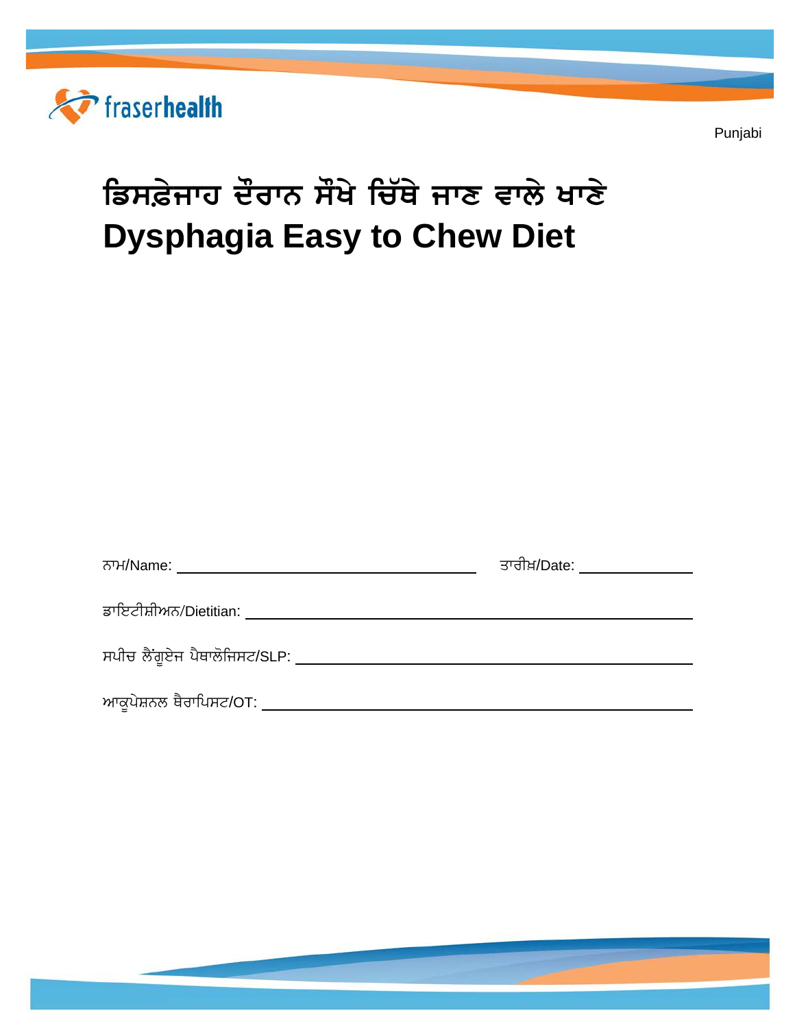fraserhealth

Punjabi

# ਡਿਸਫ਼ੇਜਾਹ ਦੌਰਾਨ ਸੌਖੇ ਚਿੱਥੇ ਜਾਣ ਵਾਲੇ ਖਾਣੇ
# Dysphagia Easy to Chew Diet

ਨਾਮ/Name: ______________________ ਤਾਰੀਖ਼/Date: ____________

ਡਾਇਟੀਸ਼ੀਅਨ/Dietitian: ______________________

ਸਪੀਚ ਲੈਂਗੂਏਜ ਪੈਥਾਲੋਜਿਸਟ/SLP: ______________________

ਆਕੂਪੇਸ਼ਨਲ ਥੈਰਾਪਿਸਟ/OT: ______________________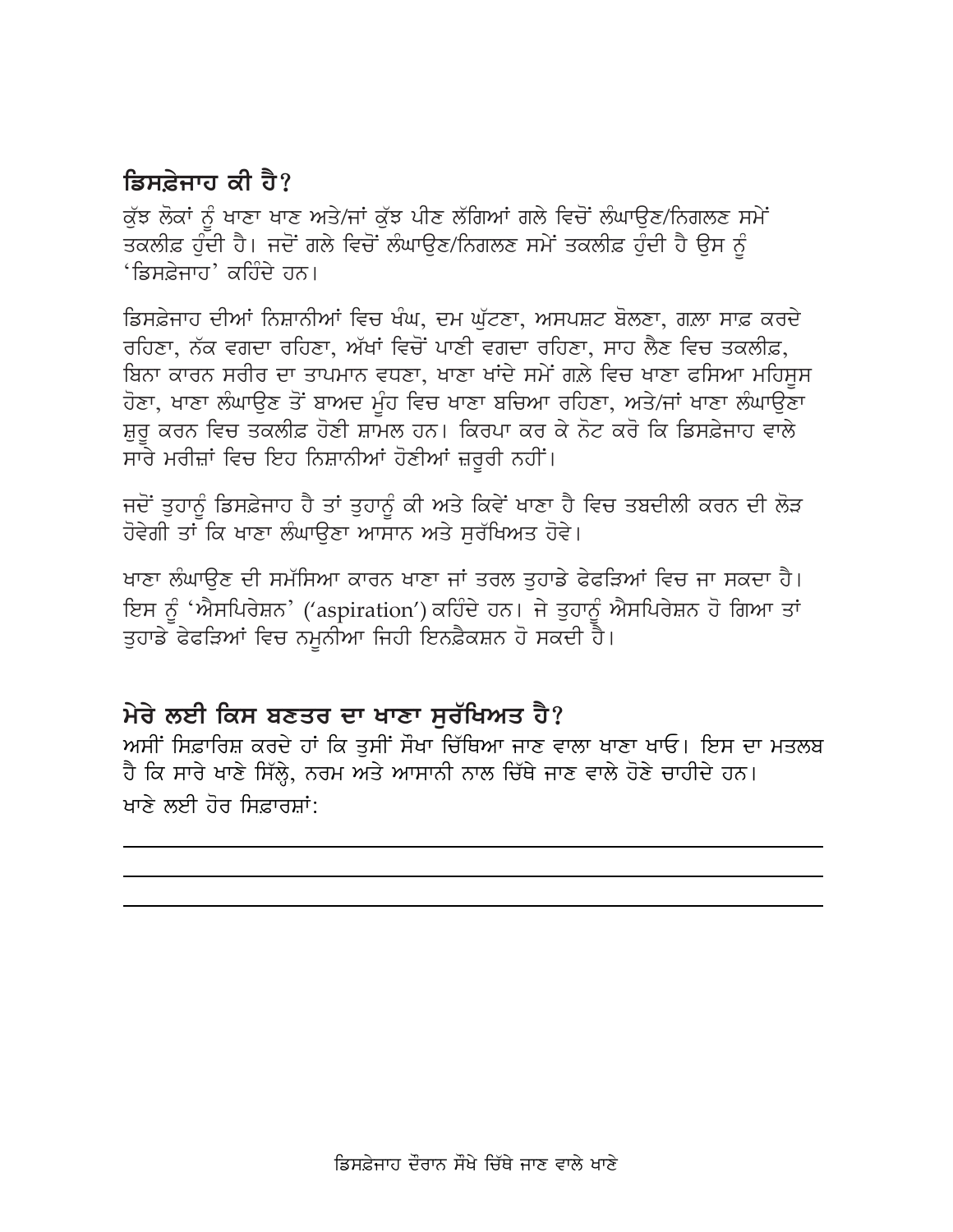## ਡਿਸਫ਼ੇਜਾਹ ਕੀ ਹੈ?

ਕੁੱਝ ਲੋਕਾਂ ਨੂੰ ਖਾਣਾ ਖਾਣ ਅਤੇ/ਜਾਂ ਕੁੱਝ ਪੀਣ ਲੱਗਿਆਂ ਗਲੇ ਵਿਚੋਂ ਲੰਘਾਉਣ/ਨਿਗਲਣ ਸਮੇਂ ਤਕਲੀਫ਼ ਹੁੰਦੀ ਹੈ। ਜਦੋਂ ਗਲੇ ਵਿਚੋਂ ਲੰਘਾਉਣ/ਨਿਗਲਣ ਸਮੇਂ ਤਕਲੀਫ਼ ਹੁੰਦੀ ਹੈ ਉਸ ਨੂੰ 'ਡਿਸਫ਼ੇਜਾਹ' ਕਹਿੰਦੇ ਹਨ।

ਡਿਸਫ਼ੇਜਾਹ ਦੀਆਂ ਨਿਸ਼ਾਨੀਆਂ ਵਿਚ ਖੰਘ, ਦਮ ਘੁੱਟਣਾ, ਅਸਪਸ਼ਟ ਬੋਲਣਾ, ਗ਼ਲਾ ਸਾਫ਼ ਕਰਦੇ ਰਹਿਣਾ, ਨੱਕ ਵਗਦਾ ਰਹਿਣਾ, ਅੱਖਾਂ ਵਿਚੋਂ ਪਾਣੀ ਵਗਦਾ ਰਹਿਣਾ, ਸਾਹ ਲੈਣ ਵਿਚ ਤਕਲੀਫ਼, ਬਿਨਾ ਕਾਰਨ ਸਰੀਰ ਦਾ ਤਾਪਮਾਨ ਵਧਣਾ, ਖਾਣਾ ਖਾਂਦੇ ਸਮੇਂ ਗ਼ਲੇ ਵਿਚ ਖਾਣਾ ਫਸਿਆ ਮਹਿਸੂਸ ਹੋਣਾ, ਖਾਣਾ ਲੰਘਾਉਣ ਤੋਂ ਬਾਅਦ ਮੂੰਹ ਵਿਚ ਖਾਣਾ ਬਚਿਆ ਰਹਿਣਾ, ਅਤੇ/ਜਾਂ ਖਾਣਾ ਲੰਘਾਉਣਾ ਸ਼ੁਰੂ ਕਰਨ ਵਿਚ ਤਕਲੀਫ਼ ਹੋਣੀ ਸ਼ਾਮਲ ਹਨ। ਕਿਰਪਾ ਕਰ ਕੇ ਨੋਟ ਕਰੋ ਕਿ ਡਿਸਫ਼ੇਜਾਹ ਵਾਲੇ ਸਾਰੇ ਮਰੀਜ਼ਾਂ ਵਿਚ ਇਹ ਨਿਸ਼ਾਨੀਆਂ ਹੋਣੀਆਂ ਜ਼ਰੂਰੀ ਨਹੀਂ।

ਜਦੋਂ ਤੁਹਾਨੂੰ ਡਿਸਫ਼ੇਜਾਹ ਹੈ ਤਾਂ ਤੁਹਾਨੂੰ ਕੀ ਅਤੇ ਕਿਵੇਂ ਖਾਣਾ ਹੈ ਵਿਚ ਤਬਦੀਲੀ ਕਰਨ ਦੀ ਲੋੜ ਹੋਵੇਗੀ ਤਾਂ ਕਿ ਖਾਣਾ ਲੰਘਾਉਣਾ ਆਸਾਨ ਅਤੇ ਸੁਰੱਖਿਅਤ ਹੋਵੇ।

ਖਾਣਾ ਲੰਘਾਉਣ ਦੀ ਸਮੱਸਿਆ ਕਾਰਨ ਖਾਣਾ ਜਾਂ ਤਰਲ ਤੁਹਾਡੇ ਫੇਫੜਿਆਂ ਵਿਚ ਜਾ ਸਕਦਾ ਹੈ। ਇਸ ਨੂੰ 'ਐਸਪਿਰੇਸ਼ਨ' ('aspiration') ਕਹਿੰਦੇ ਹਨ। ਜੇ ਤੁਹਾਨੂੰ ਐਸਪਿਰੇਸ਼ਨ ਹੋ ਗਿਆ ਤਾਂ ਤੁਹਾਡੇ ਫੇਫੜਿਆਂ ਵਿਚ ਨਮੂਨੀਆ ਜਿਹੀ ਇਨਫ਼ੈਕਸ਼ਨ ਹੋ ਸਕਦੀ ਹੈ।

## ਮੇਰੇ ਲਈ ਕਿਸ ਬਣਤਰ ਦਾ ਖਾਣਾ ਸੁਰੱਖਿਅਤ ਹੈ?

ਅਸੀਂ ਸਿਫ਼ਾਰਿਸ਼ ਕਰਦੇ ਹਾਂ ਕਿ ਤੁਸੀਂ ਸੌਖਾ ਚਿੱਥਿਆ ਜਾਣ ਵਾਲਾ ਖਾਣਾ ਖਾਓ। ਇਸ ਦਾ ਮਤਲਬ ਹੈ ਕਿ ਸਾਰੇ ਖਾਣੇ ਸਿੱਲ੍ਹੇ, ਨਰਮ ਅਤੇ ਆਸਾਨੀ ਨਾਲ ਚਿੱਥੇ ਜਾਣ ਵਾਲੇ ਹੋਣੇ ਚਾਹੀਦੇ ਹਨ।

ਖਾਣੇ ਲਈ ਹੋਰ ਸਿਫ਼ਾਰਸ਼ਾਂ:

\_\_\_\_\_\_\_\_\_\_\_\_\_\_\_\_\_\_\_\_\_\_\_\_\_\_\_\_\_\_\_\_\_\_\_\_\_\_\_\_

\_\_\_\_\_\_\_\_\_\_\_\_\_\_\_\_\_\_\_\_\_\_\_\_\_\_\_\_\_\_\_\_\_\_\_\_\_\_\_\_

\_\_\_\_\_\_\_\_\_\_\_\_\_\_\_\_\_\_\_\_\_\_\_\_\_\_\_\_\_\_\_\_\_\_\_\_\_\_\_\_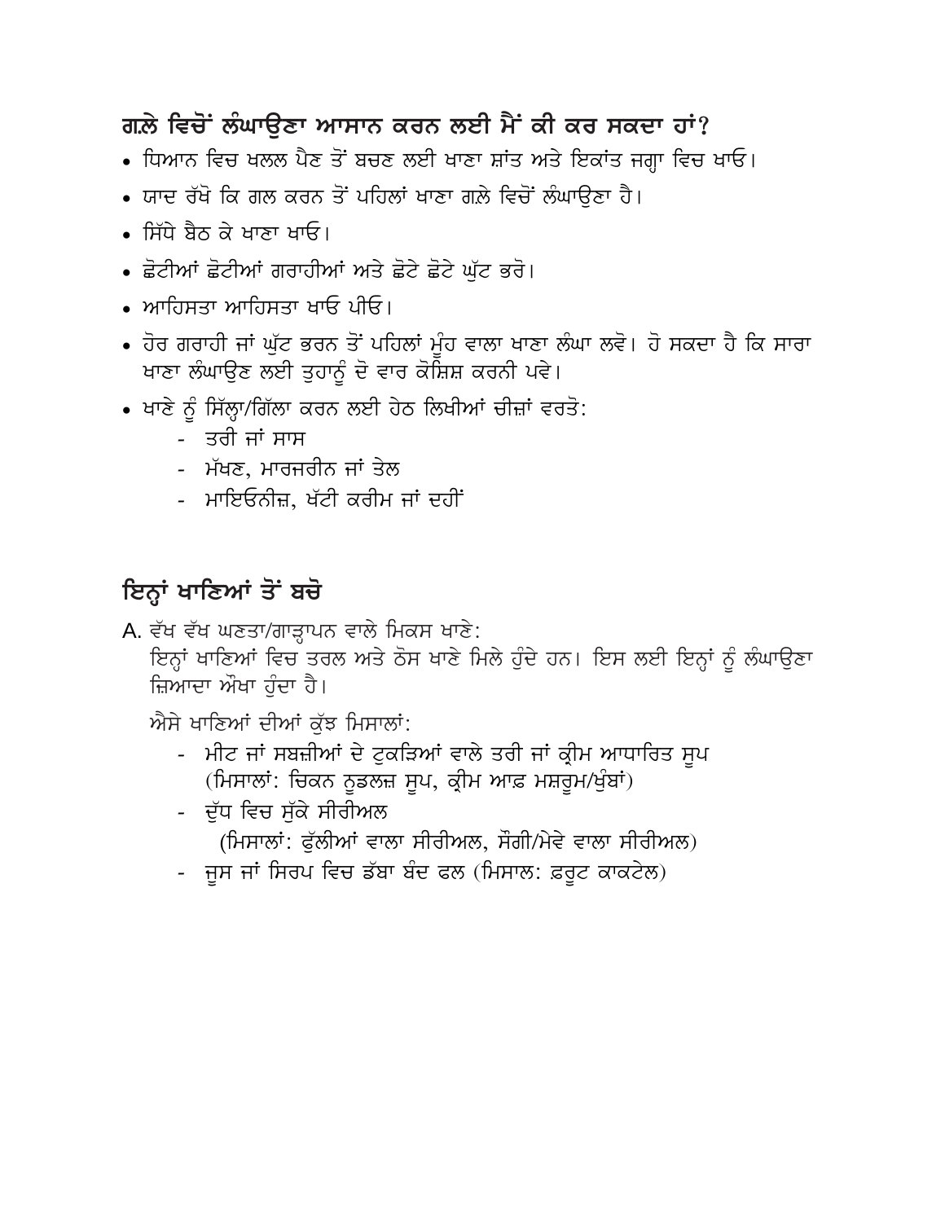## ਗਲ਼ੇ ਵਿਚੋਂ ਲੰਘਾਉਣਾ ਆਸਾਨ ਕਰਨ ਲਈ ਮੈਂ ਕੀ ਕਰ ਸਕਦਾ ਹਾਂ?

- ਧਿਆਨ ਵਿਚ ਖਲਲ ਪੈਣ ਤੋਂ ਬਚਣ ਲਈ ਖਾਣਾ ਸ਼ਾਂਤ ਅਤੇ ਇਕਾਂਤ ਜਗ੍ਹਾ ਵਿਚ ਖਾਓ।
- ਯਾਦ ਰੱਖੋ ਕਿ ਗਲ ਕਰਨ ਤੋਂ ਪਹਿਲਾਂ ਖਾਣਾ ਗਲ਼ੇ ਵਿਚੋਂ ਲੰਘਾਉਣਾ ਹੈ।
- ਸਿੱਧੇ ਬੈਠ ਕੇ ਖਾਣਾ ਖਾਓ।
- ਛੋਟੀਆਂ ਛੋਟੀਆਂ ਗਰਾਹੀਆਂ ਅਤੇ ਛੋਟੇ ਛੋਟੇ ਘੁੱਟ ਭਰੋ।
- ਆਹਿਸਤਾ ਆਹਿਸਤਾ ਖਾਓ ਪੀਓ।
- ਹੋਰ ਗਰਾਹੀ ਜਾਂ ਘੁੱਟ ਭਰਨ ਤੋਂ ਪਹਿਲਾਂ ਮੂੰਹ ਵਾਲਾ ਖਾਣਾ ਲੰਘਾ ਲਵੋ। ਹੋ ਸਕਦਾ ਹੈ ਕਿ ਸਾਰਾ ਖਾਣਾ ਲੰਘਾਉਣ ਲਈ ਤੁਹਾਨੂੰ ਦੋ ਵਾਰ ਕੋਸ਼ਿਸ਼ ਕਰਨੀ ਪਵੇ।
- ਖਾਣੇ ਨੂੰ ਸਿੱਲ੍ਹਾ/ਗਿੱਲਾ ਕਰਨ ਲਈ ਹੇਠ ਲਿਖੀਆਂ ਚੀਜ਼ਾਂ ਵਰਤੋ:
  - ਤਰੀ ਜਾਂ ਸਾਸ
  - ਮੱਖਣ, ਮਾਰਜਰੀਨ ਜਾਂ ਤੇਲ
  - ਮਾਇਓਨੀਜ਼, ਖੱਟੀ ਕਰੀਮ ਜਾਂ ਦਹੀਂ

## ਇਨ੍ਹਾਂ ਖਾਣਿਆਂ ਤੋਂ ਬਚੋ

A. ਵੱਖ ਵੱਖ ਘਣਤਾ/ਗਾੜ੍ਹਾਪਨ ਵਾਲੇ ਮਿਕਸ ਖਾਣੇ:
ਇਨ੍ਹਾਂ ਖਾਣਿਆਂ ਵਿਚ ਤਰਲ ਅਤੇ ਠੋਸ ਖਾਣੇ ਮਿਲੇ ਹੁੰਦੇ ਹਨ। ਇਸ ਲਈ ਇਨ੍ਹਾਂ ਨੂੰ ਲੰਘਾਉਣਾ ਜ਼ਿਆਦਾ ਔਖਾ ਹੁੰਦਾ ਹੈ।

ਐਸੇ ਖਾਣਿਆਂ ਦੀਆਂ ਕੁੱਝ ਮਿਸਾਲਾਂ:

- ਮੀਟ ਜਾਂ ਸਬਜ਼ੀਆਂ ਦੇ ਟੁਕੜਿਆਂ ਵਾਲੇ ਤਰੀ ਜਾਂ ਕ੍ਰੀਮ ਆਧਾਰਿਤ ਸੂਪ (ਮਿਸਾਲਾਂ: ਚਿਕਨ ਨੂਡਲਜ਼ ਸੂਪ, ਕ੍ਰੀਮ ਆਫ਼ ਮਸ਼ਰੂਮ/ਖੁੰਬਾਂ)
- ਦੁੱਧ ਵਿਚ ਸੁੱਕੇ ਸੀਰੀਅਲ (ਮਿਸਾਲਾਂ: ਫੁੱਲੀਆਂ ਵਾਲਾ ਸੀਰੀਅਲ, ਸੌਗੀ/ਮੇਵੇ ਵਾਲਾ ਸੀਰੀਅਲ)
- ਜੂਸ ਜਾਂ ਸਿਰਪ ਵਿਚ ਡੱਬਾ ਬੰਦ ਫਲ (ਮਿਸਾਲ: ਫ਼ਰੂਟ ਕਾਕਟੇਲ)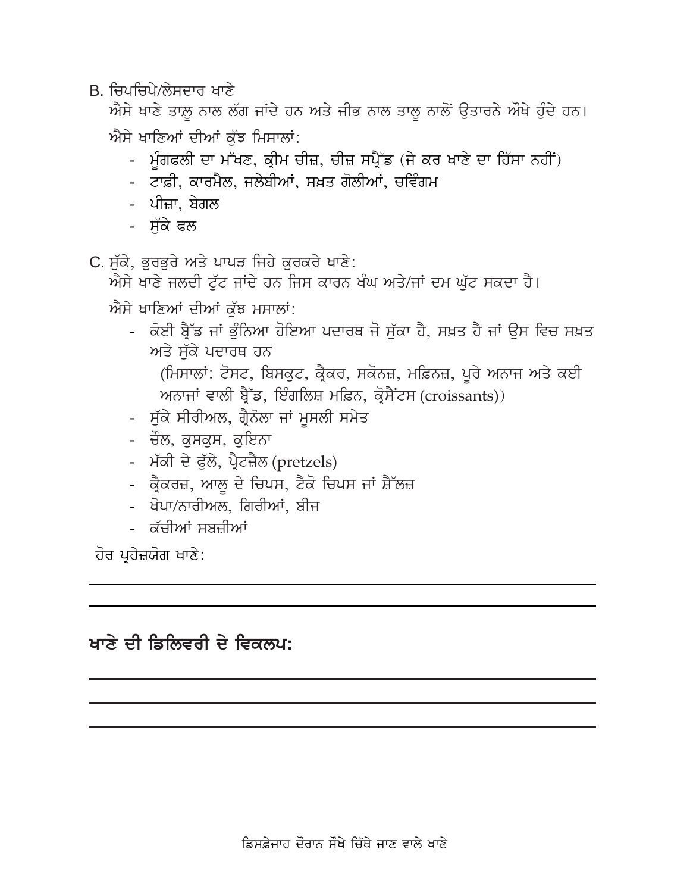B. ਚਿਪਚਿਪੇ/ਲੇਸਦਾਰ ਖਾਣੇ

ਐਸੇ ਖਾਣੇ ਤਾਲੂ ਨਾਲ ਲੱਗ ਜਾਂਦੇ ਹਨ ਅਤੇ ਜੀਭ ਨਾਲ ਤਾਲੂ ਨਾਲੋਂ ਉਤਾਰਨੇ ਔਖੇ ਹੁੰਦੇ ਹਨ।

ਐਸੇ ਖਾਣਿਆਂ ਦੀਆਂ ਕੁੱਝ ਮਿਸਾਲਾਂ:

- ਮੂੰਗਫਲੀ ਦਾ ਮੱਖਣ, ਕ੍ਰੀਮ ਚੀਜ਼, ਚੀਜ਼ ਸਪ੍ਰੈੱਡ (ਜੇ ਕਰ ਖਾਣੇ ਦਾ ਹਿੱਸਾ ਨਹੀਂ)
- ਟਾਫ਼ੀ, ਕਾਰਮੈਲ, ਜਲੇਬੀਆਂ, ਸਖ਼ਤ ਗੋਲੀਆਂ, ਚਵਿੰਗਮ
- ਪੀਜ਼ਾ, ਬੇਗਲ
- ਸੁੱਕੇ ਫਲ

C. ਸੁੱਕੇ, ਭੁਰਭੁਰੇ ਅਤੇ ਪਾਪੜ ਜਿਹੇ ਕੁਰਕਰੇ ਖਾਣੇ:

ਐਸੇ ਖਾਣੇ ਜਲਦੀ ਟੁੱਟ ਜਾਂਦੇ ਹਨ ਜਿਸ ਕਾਰਨ ਖੰਘ ਅਤੇ/ਜਾਂ ਦਮ ਘੁੱਟ ਸਕਦਾ ਹੈ।

ਐਸੇ ਖਾਣਿਆਂ ਦੀਆਂ ਕੁੱਝ ਮਸਾਲਾਂ:

- ਕੋਈ ਬ੍ਰੈੱਡ ਜਾਂ ਭੁੰਨਿਆ ਹੋਇਆ ਪਦਾਰਥ ਜੋ ਸੁੱਕਾ ਹੈ, ਸਖ਼ਤ ਹੈ ਜਾਂ ਉਸ ਵਿਚ ਸਖ਼ਤ ਅਤੇ ਸੁੱਕੇ ਪਦਾਰਥ ਹਨ
  (ਮਿਸਾਲਾਂ: ਟੋਸਟ, ਬਿਸਕੁਟ, ਕ੍ਰੈਕਰ, ਸਕੋਨਜ਼, ਮਫ਼ਿਨਜ਼, ਪੂਰੇ ਅਨਾਜ ਅਤੇ ਕਈ ਅਨਾਜਾਂ ਵਾਲੀ ਬ੍ਰੈੱਡ, ਇੰਗਲਿਸ਼ ਮਫ਼ਿਨ, ਕ੍ਰੋਸੈਂਟਸ (croissants))
- ਸੁੱਕੇ ਸੀਰੀਅਲ, ਗ੍ਰੈਨੋਲਾ ਜਾਂ ਮੂਸਲੀ ਸਮੇਤ
- ਚੌਲ, ਕੁਸਕੁਸ, ਕੁਇਨਾ
- ਮੱਕੀ ਦੇ ਫੁੱਲੇ, ਪ੍ਰੈਟਜ਼ੈਲ (pretzels)
- ਕ੍ਰੈਕਰਜ਼, ਆਲੂ ਦੇ ਚਿਪਸ, ਟੈਕੋ ਚਿਪਸ ਜਾਂ ਸ਼ੈੱਲਜ਼
- ਖੋਪਾ/ਨਾਰੀਅਲ, ਗਿਰੀਆਂ, ਬੀਜ
- ਕੱਚੀਆਂ ਸਬਜ਼ੀਆਂ

ਹੋਰ ਪ੍ਰਹੇਜ਼ਯੋਗ ਖਾਣੇ:

\_\_\_\_\_\_\_\_\_\_\_\_\_\_\_\_\_\_\_\_\_\_\_\_\_\_\_\_\_\_\_\_\_\_\_\_\_\_\_\_

\_\_\_\_\_\_\_\_\_\_\_\_\_\_\_\_\_\_\_\_\_\_\_\_\_\_\_\_\_\_\_\_\_\_\_\_\_\_\_\_

## ਖਾਣੇ ਦੀ ਡਿਲਿਵਰੀ ਦੇ ਵਿਕਲਪ:

\_\_\_\_\_\_\_\_\_\_\_\_\_\_\_\_\_\_\_\_\_\_\_\_\_\_\_\_\_\_\_\_\_\_\_\_\_\_\_\_

\_\_\_\_\_\_\_\_\_\_\_\_\_\_\_\_\_\_\_\_\_\_\_\_\_\_\_\_\_\_\_\_\_\_\_\_\_\_\_\_

\_\_\_\_\_\_\_\_\_\_\_\_\_\_\_\_\_\_\_\_\_\_\_\_\_\_\_\_\_\_\_\_\_\_\_\_\_\_\_\_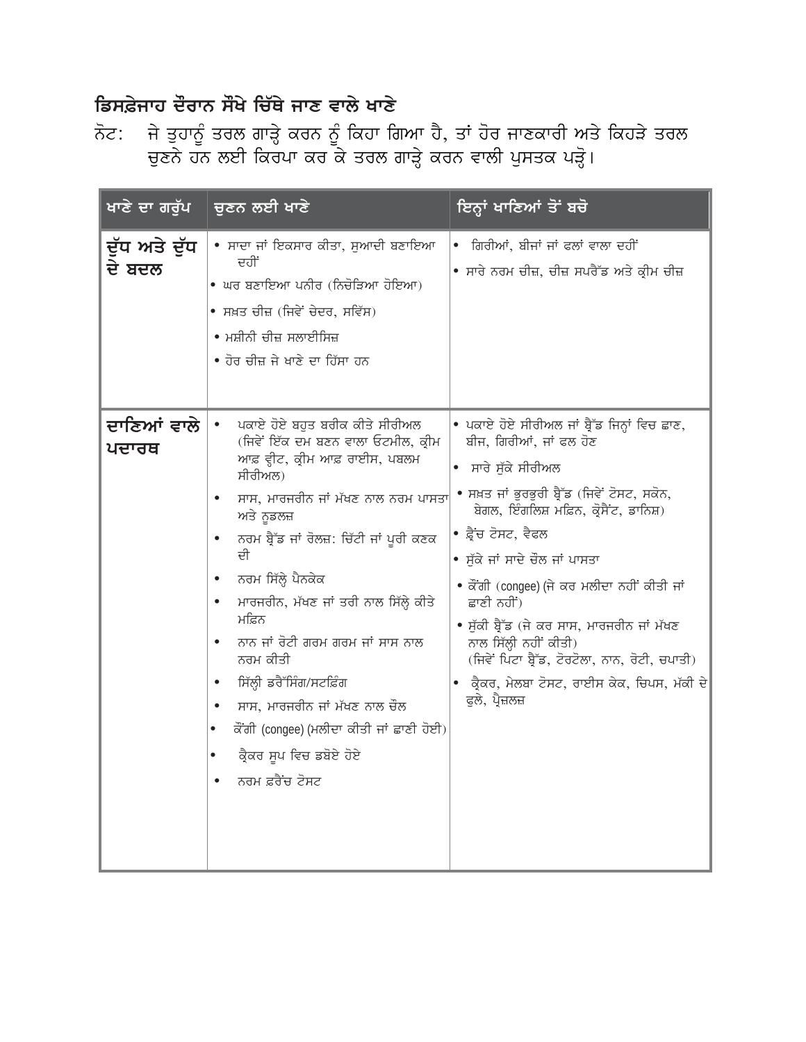## ਡਿਸਫ਼ੇਜਾਹ ਦੌਰਾਨ ਸੌਖੇ ਚਿੱਥੇ ਜਾਣ ਵਾਲੇ ਖਾਣੇ

ਨੋਟ: ਜੇ ਤੁਹਾਨੂੰ ਤਰਲ ਗਾੜ੍ਹੇ ਕਰਨ ਨੂੰ ਕਿਹਾ ਗਿਆ ਹੈ, ਤਾਂ ਹੋਰ ਜਾਣਕਾਰੀ ਅਤੇ ਕਿਹੜੇ ਤਰਲ ਚੁਣਨੇ ਹਨ ਲਈ ਕਿਰਪਾ ਕਰ ਕੇ ਤਰਲ ਗਾੜ੍ਹੇ ਕਰਨ ਵਾਲੀ ਪੁਸਤਕ ਪੜ੍ਹੋ।

| ਖਾਣੇ ਦਾ ਗਰੁੱਪ | ਚੁਣਨ ਲਈ ਖਾਣੇ | ਇਨ੍ਹਾਂ ਖਾਣਿਆਂ ਤੋਂ ਬਚੋ |
|---|---|---|
| **ਦੁੱਧ ਅਤੇ ਦੁੱਧ ਦੇ ਬਦਲ** | • ਸਾਦਾ ਜਾਂ ਇਕਸਾਰ ਕੀਤਾ, ਸੁਆਦੀ ਬਣਾਇਆ ਦਹੀਂ<br>• ਘਰ ਬਣਾਇਆ ਪਨੀਰ (ਨਿਚੋੜਿਆ ਹੋਇਆ)<br>• ਸਖ਼ਤ ਚੀਜ਼ (ਜਿਵੇਂ ਚੇਦਰ, ਸਵਿੱਸ)<br>• ਮਸ਼ੀਨੀ ਚੀਜ਼ ਸਲਾਈਸਿਜ਼<br>• ਹੋਰ ਚੀਜ਼ ਜੇ ਖਾਣੇ ਦਾ ਹਿੱਸਾ ਹਨ | • ਗਿਰੀਆਂ, ਬੀਜਾਂ ਜਾਂ ਫਲਾਂ ਵਾਲਾ ਦਹੀਂ<br>• ਸਾਰੇ ਨਰਮ ਚੀਜ਼, ਚੀਜ਼ ਸਪਰੈੱਡ ਅਤੇ ਕ੍ਰੀਮ ਚੀਜ਼ |
| **ਦਾਣਿਆਂ ਵਾਲੇ ਪਦਾਰਥ** | • ਪਕਾਏ ਹੋਏ ਬਹੁਤ ਬਰੀਕ ਕੀਤੇ ਸੀਰੀਅਲ (ਜਿਵੇਂ ਇੱਕ ਦਮ ਬਣਨ ਵਾਲਾ ਓਟਮੀਲ, ਕ੍ਰੀਮ ਆਫ਼ ਵ੍ਹੀਟ, ਕ੍ਰੀਮ ਆਫ਼ ਰਾਈਸ, ਪਬਲਮ ਸੀਰੀਅਲ)<br>• ਸਾਸ, ਮਾਰਜਰੀਨ ਜਾਂ ਮੱਖਣ ਨਾਲ ਨਰਮ ਪਾਸਤਾ ਅਤੇ ਨੂਡਲਜ਼<br>• ਨਰਮ ਬ੍ਰੈੱਡ ਜਾਂ ਰੋਲਜ਼: ਚਿੱਟੀ ਜਾਂ ਪੂਰੀ ਕਣਕ ਦੀ<br>• ਨਰਮ ਸਿੱਲ੍ਹੇ ਪੈਨਕੇਕ<br>• ਮਾਰਜਰੀਨ, ਮੱਖਣ ਜਾਂ ਤਰੀ ਨਾਲ ਸਿੱਲ੍ਹੇ ਕੀਤੇ ਮਫ਼ਿਨ<br>• ਨਾਨ ਜਾਂ ਰੋਟੀ ਗਰਮ ਗਰਮ ਜਾਂ ਸਾਸ ਨਾਲ ਨਰਮ ਕੀਤੀ<br>• ਸਿੱਲ੍ਹੀ ਡਰੈੱਸਿੰਗ/ਸਟਫ਼ਿੰਗ<br>• ਸਾਸ, ਮਾਰਜਰੀਨ ਜਾਂ ਮੱਖਣ ਨਾਲ ਚੌਲ<br>• ਕੌਂਗੀ (congee) (ਮਲੀਦਾ ਕੀਤੀ ਜਾਂ ਛਾਣੀ ਹੋਈ)<br>• ਕ੍ਰੈਕਰ ਸੂਪ ਵਿਚ ਡਬੋਏ ਹੋਏ<br>• ਨਰਮ ਫ਼ਰੈਂਚ ਟੋਸਟ | • ਪਕਾਏ ਹੋਏ ਸੀਰੀਅਲ ਜਾਂ ਬ੍ਰੈੱਡ ਜਿਨ੍ਹਾਂ ਵਿਚ ਛਾਣ, ਬੀਜ, ਗਿਰੀਆਂ, ਜਾਂ ਫਲ ਹੋਣ<br>• ਸਾਰੇ ਸੁੱਕੇ ਸੀਰੀਅਲ<br>• ਸਖ਼ਤ ਜਾਂ ਭੁਰਭੁਰੀ ਬ੍ਰੈੱਡ (ਜਿਵੇਂ ਟੋਸਟ, ਸਕੋਨ, ਬੇਗਲ, ਇੰਗਲਿਸ਼ ਮਫ਼ਿਨ, ਕ੍ਰੋਸੈਂਟ, ਡਾਨਿਸ਼)<br>• ਫ਼੍ਰੈਂਚ ਟੋਸਟ, ਵੈਫਲ<br>• ਸੁੱਕੇ ਜਾਂ ਸਾਦੇ ਚੌਲ ਜਾਂ ਪਾਸਤਾ<br>• ਕੌਂਗੀ (congee) (ਜੇ ਕਰ ਮਲੀਦਾ ਨਹੀਂ ਕੀਤੀ ਜਾਂ ਛਾਣੀ ਨਹੀਂ)<br>• ਸੁੱਕੀ ਬ੍ਰੈੱਡ (ਜੇ ਕਰ ਸਾਸ, ਮਾਰਜਰੀਨ ਜਾਂ ਮੱਖਣ ਨਾਲ ਸਿੱਲ੍ਹੀ ਨਹੀਂ ਕੀਤੀ) (ਜਿਵੇਂ ਪਿਟਾ ਬ੍ਰੈੱਡ, ਟੋਰਟੋਲਾ, ਨਾਨ, ਰੋਟੀ, ਚਪਾਤੀ)<br>• ਕ੍ਰੈਕਰ, ਮੇਲਬਾ ਟੋਸਟ, ਰਾਈਸ ਕੇਕ, ਚਿਪਸ, ਮੱਕੀ ਦੇ ਫੁਲੇ, ਪ੍ਰੈਜ਼ਲਜ਼ |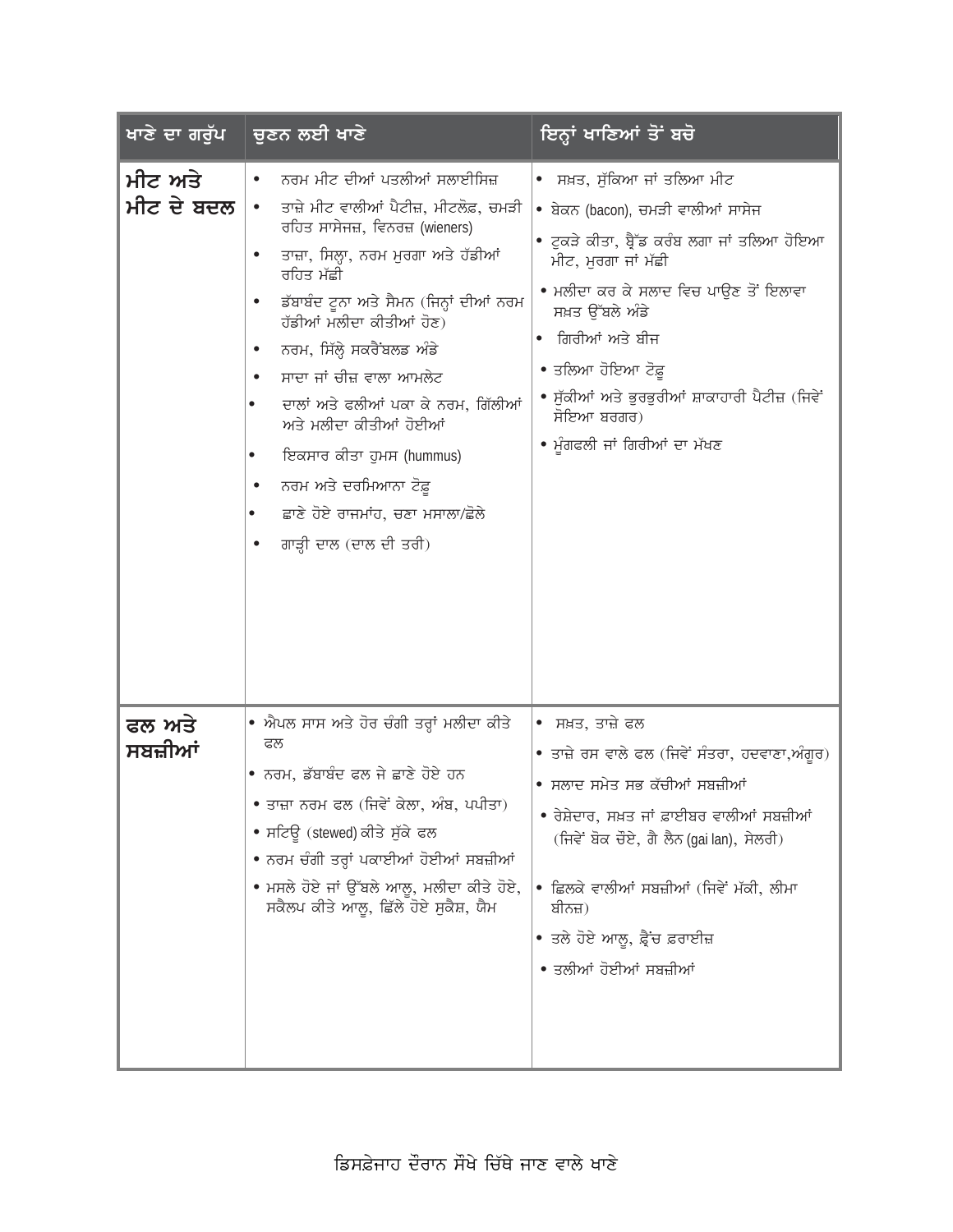| ਖਾਣੇ ਦਾ ਗਰੁੱਪ | ਚੁਣਨ ਲਈ ਖਾਣੇ | ਇਨ੍ਹਾਂ ਖਾਣਿਆਂ ਤੋਂ ਬਚੋ |
|---|---|---|
| **ਮੀਟ ਅਤੇ ਮੀਟ ਦੇ ਬਦਲ** | • ਨਰਮ ਮੀਟ ਦੀਆਂ ਪਤਲੀਆਂ ਸਲਾਈਸਿਜ਼<br>• ਤਾਜ਼ੇ ਮੀਟ ਵਾਲੀਆਂ ਪੈਟੀਜ਼, ਮੀਟਲੋਫ, ਚਮੜੀ ਰਹਿਤ ਸਾਸੇਜਜ਼, ਵਿਨਰਜ਼ (wieners)<br>• ਤਾਜ਼ਾ, ਸਿਲ੍ਹਾ, ਨਰਮ ਮੁਰਗਾ ਅਤੇ ਹੱਡੀਆਂ ਰਹਿਤ ਮੱਛੀ<br>• ਡੱਬਾਬੰਦ ਟੂਨਾ ਅਤੇ ਸੈਮਨ (ਜਿਨ੍ਹਾਂ ਦੀਆਂ ਨਰਮ ਹੱਡੀਆਂ ਮਲੀਦਾ ਕੀਤੀਆਂ ਹੋਣ)<br>• ਨਰਮ, ਸਿੱਲ੍ਹੇ ਸਕਰੈਂਬਲਡ ਅੰਡੇ<br>• ਸਾਦਾ ਜਾਂ ਚੀਜ਼ ਵਾਲਾ ਆਮਲੇਟ<br>• ਦਾਲਾਂ ਅਤੇ ਫਲੀਆਂ ਪਕਾ ਕੇ ਨਰਮ, ਗਿੱਲੀਆਂ ਅਤੇ ਮਲੀਦਾ ਕੀਤੀਆਂ ਹੋਈਆਂ<br>• ਇਕਸਾਰ ਕੀਤਾ ਹੁਮਸ (hummus)<br>• ਨਰਮ ਅਤੇ ਦਰਮਿਆਨਾ ਟੋਫੂ<br>• ਛਾਣੇ ਹੋਏ ਰਾਜਮਾਂਹ, ਚਣਾ ਮਸਾਲਾ/ਛੋਲੇ<br>• ਗਾੜ੍ਹੀ ਦਾਲ (ਦਾਲ ਦੀ ਤਰੀ) | • ਸਖ਼ਤ, ਸੁੱਕਿਆ ਜਾਂ ਤਲਿਆ ਮੀਟ<br>• ਬੇਕਨ (bacon), ਚਮੜੀ ਵਾਲੀਆਂ ਸਾਸੇਜ<br>• ਟੁਕੜੇ ਕੀਤਾ, ਬ੍ਰੈੱਡ ਕਰੰਬ ਲਗਾ ਜਾਂ ਤਲਿਆ ਹੋਇਆ ਮੀਟ, ਮੁਰਗਾ ਜਾਂ ਮੱਛੀ<br>• ਮਲੀਦਾ ਕਰ ਕੇ ਸਲਾਦ ਵਿਚ ਪਾਉਣ ਤੋਂ ਇਲਾਵਾ ਸਖ਼ਤ ਉੱਬਲੇ ਅੰਡੇ<br>• ਗਿਰੀਆਂ ਅਤੇ ਬੀਜ<br>• ਤਲਿਆ ਹੋਇਆ ਟੋਫੂ<br>• ਸੁੱਕੀਆਂ ਅਤੇ ਭੁਰਭੁਰੀਆਂ ਸ਼ਾਕਾਹਾਰੀ ਪੈਟੀਜ਼ (ਜਿਵੇਂ ਸੋਇਆ ਬਰਗਰ)<br>• ਮੂੰਗਫਲੀ ਜਾਂ ਗਿਰੀਆਂ ਦਾ ਮੱਖਣ |
| **ਫਲ ਅਤੇ ਸਬਜ਼ੀਆਂ** | • ਐਪਲ ਸਾਸ ਅਤੇ ਹੋਰ ਚੰਗੀ ਤਰ੍ਹਾਂ ਮਲੀਦਾ ਕੀਤੇ ਫਲ<br>• ਨਰਮ, ਡੱਬਾਬੰਦ ਫਲ ਜੇ ਛਾਣੇ ਹੋਏ ਹਨ<br>• ਤਾਜ਼ਾ ਨਰਮ ਫਲ (ਜਿਵੇਂ ਕੇਲਾ, ਅੰਬ, ਪਪੀਤਾ)<br>• ਸਟਿਊ (stewed) ਕੀਤੇ ਸੁੱਕੇ ਫਲ<br>• ਨਰਮ ਚੰਗੀ ਤਰ੍ਹਾਂ ਪਕਾਈਆਂ ਹੋਈਆਂ ਸਬਜ਼ੀਆਂ<br>• ਮਸਲੇ ਹੋਏ ਜਾਂ ਉੱਬਲੇ ਆਲੂ, ਮਲੀਦਾ ਕੀਤੇ ਹੋਏ, ਸਕੈਲਪ ਕੀਤੇ ਆਲੂ, ਛਿੱਲੇ ਹੋਏ ਸੁਕੈਸ਼, ਯੈਮ | • ਸਖ਼ਤ, ਤਾਜ਼ੇ ਫਲ<br>• ਤਾਜ਼ੇ ਰਸ ਵਾਲੇ ਫਲ (ਜਿਵੇਂ ਸੰਤਰਾ, ਹਦਵਾਣਾ,ਅੰਗੂਰ)<br>• ਸਲਾਦ ਸਮੇਤ ਸਭ ਕੱਚੀਆਂ ਸਬਜ਼ੀਆਂ<br>• ਰੇਸ਼ੇਦਾਰ, ਸਖ਼ਤ ਜਾਂ ਫ਼ਾਈਬਰ ਵਾਲੀਆਂ ਸਬਜ਼ੀਆਂ (ਜਿਵੇਂ ਬੋਕ ਚੋਏ, ਗੈ ਲੈਨ (gai lan), ਸੇਲਰੀ)<br>• ਛਿਲਕੇ ਵਾਲੀਆਂ ਸਬਜ਼ੀਆਂ (ਜਿਵੇਂ ਮੱਕੀ, ਲੀਮਾ ਬੀਨਜ਼)<br>• ਤਲੇ ਹੋਏ ਆਲੂ, ਫ੍ਰੈਂਚ ਫਰਾਈਜ਼<br>• ਤਲੀਆਂ ਹੋਈਆਂ ਸਬਜ਼ੀਆਂ |

ਡਿਸਫ਼ੇਜਾਹ ਦੌਰਾਨ ਸੌਖੇ ਚਿੱਥੇ ਜਾਣ ਵਾਲੇ ਖਾਣੇ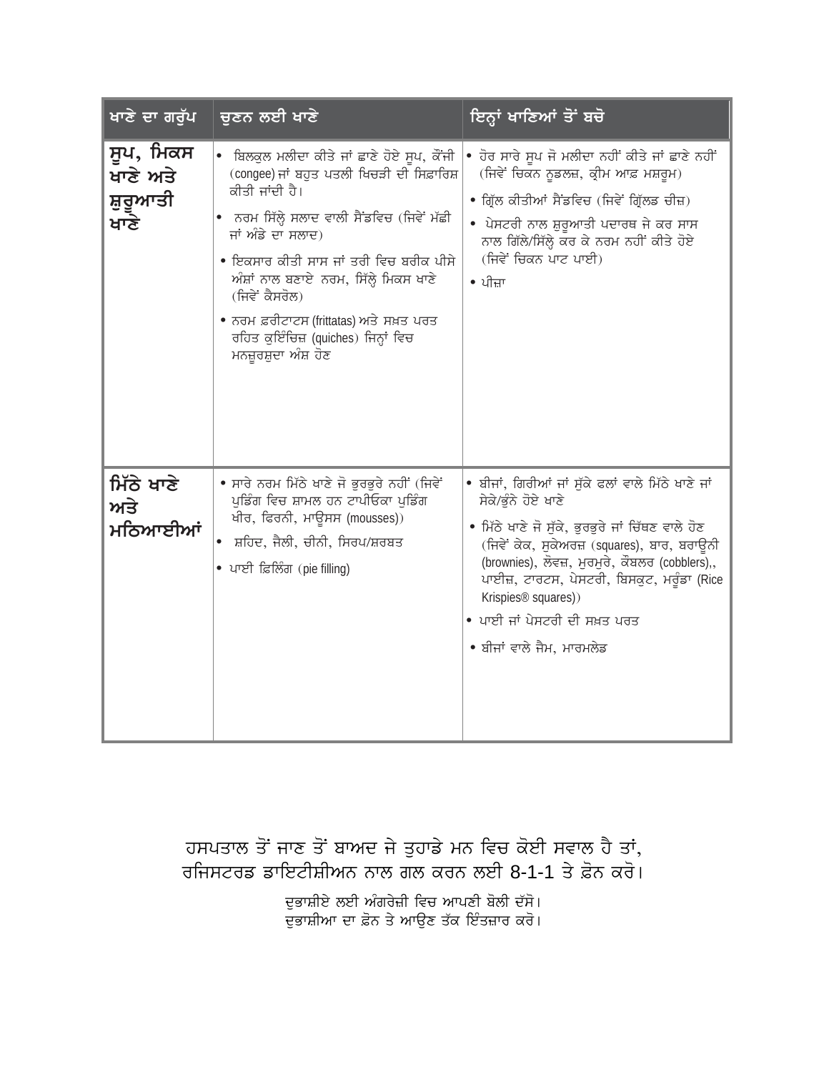| ਖਾਣੇ ਦਾ ਗਰੁੱਪ | ਚੁਣਨ ਲਈ ਖਾਣੇ | ਇਨ੍ਹਾਂ ਖਾਣਿਆਂ ਤੋਂ ਬਚੋ |
|---|---|---|
| **ਸੂਪ, ਮਿਕਸ ਖਾਣੇ ਅਤੇ ਸ਼ੁਰੂਆਤੀ ਖਾਣੇ** | • ਬਿਲਕੁਲ ਮਲੀਦਾ ਕੀਤੇ ਜਾਂ ਛਾਣੇ ਹੋਏ ਸੂਪ, ਕੌਂਜੀ (congee) ਜਾਂ ਬਹੁਤ ਪਤਲੀ ਖਿਚੜੀ ਦੀ ਸਿਫ਼ਾਰਿਸ਼ ਕੀਤੀ ਜਾਂਦੀ ਹੈ।<br>• ਨਰਮ ਸਿੱਲ੍ਹੇ ਸਲਾਦ ਵਾਲੀ ਸੈਂਡਵਿਚ (ਜਿਵੇਂ ਮੱਛੀ ਜਾਂ ਅੰਡੇ ਦਾ ਸਲਾਦ)<br>• ਇਕਸਾਰ ਕੀਤੀ ਸਾਸ ਜਾਂ ਤਰੀ ਵਿਚ ਬਰੀਕ ਪੀਸੇ ਅੰਸ਼ਾਂ ਨਾਲ ਬਣਾਏ ਨਰਮ, ਸਿੱਲ੍ਹੇ ਮਿਕਸ ਖਾਣੇ (ਜਿਵੇਂ ਕੈਸਰੋਲ)<br>• ਨਰਮ ਫ਼ਰੀਟਾਟਸ (frittatas) ਅਤੇ ਸਖ਼ਤ ਪਰਤ ਰਹਿਤ ਕੁਇੰਚਿਜ਼ (quiches) ਜਿਨ੍ਹਾਂ ਵਿਚ ਮਨਜ਼ੂਰਸ਼ੁਦਾ ਅੰਸ਼ ਹੋਣ | • ਹੋਰ ਸਾਰੇ ਸੂਪ ਜੋ ਮਲੀਦਾ ਨਹੀਂ ਕੀਤੇ ਜਾਂ ਛਾਣੇ ਨਹੀਂ (ਜਿਵੇਂ ਚਿਕਨ ਨੂਡਲਜ਼, ਕ੍ਰੀਮ ਆਫ਼ ਮਸ਼ਰੂਮ)<br>• ਗ੍ਰਿੱਲ ਕੀਤੀਆਂ ਸੈਂਡਵਿਚ (ਜਿਵੇਂ ਗ੍ਰਿੱਲਡ ਚੀਜ਼)<br>• ਪੇਸਟਰੀ ਨਾਲ ਸ਼ੁਰੂਆਤੀ ਪਦਾਰਥ ਜੇ ਕਰ ਸਾਸ ਨਾਲ ਗਿੱਲੇ/ਸਿੱਲ੍ਹੇ ਕਰ ਕੇ ਨਰਮ ਨਹੀਂ ਕੀਤੇ ਹੋਏ (ਜਿਵੇਂ ਚਿਕਨ ਪਾਟ ਪਾਈ)<br>• ਪੀਜ਼ਾ |
| **ਮਿੱਠੇ ਖਾਣੇ ਅਤੇ ਮਠਿਆਈਆਂ** | • ਸਾਰੇ ਨਰਮ ਮਿੱਠੇ ਖਾਣੇ ਜੋ ਭੁਰਭੁਰੇ ਨਹੀਂ (ਜਿਵੇਂ ਪੁਡਿੰਗ ਵਿਚ ਸ਼ਾਮਲ ਹਨ ਟਾਪੀਓਕਾ ਪੁਡਿੰਗ ਖੀਰ, ਫਿਰਨੀ, ਮਾਊਸਸ (mousses))<br>• ਸ਼ਹਿਦ, ਜੈਲੀ, ਚੀਨੀ, ਸਿਰਪ/ਸ਼ਰਬਤ<br>• ਪਾਈ ਫ਼ਿਲਿੰਗ (pie filling) | • ਬੀਜਾਂ, ਗਿਰੀਆਂ ਜਾਂ ਸੁੱਕੇ ਫਲਾਂ ਵਾਲੇ ਮਿੱਠੇ ਖਾਣੇ ਜਾਂ ਸੇਕੇ/ਭੁੰਨੇ ਹੋਏ ਖਾਣੇ<br>• ਮਿੱਠੇ ਖਾਣੇ ਜੋ ਸੁੱਕੇ, ਭੁਰਭੁਰੇ ਜਾਂ ਚਿੱਥਣ ਵਾਲੇ ਹੋਣ (ਜਿਵੇਂ ਕੇਕ, ਸੁਕੇਅਰਜ਼ (squares), ਬਾਰ, ਬਰਾਊਨੀ (brownies), ਲੋਵਜ਼, ਮੁਰਮੁਰੇ, ਕੌਬਲਰ (cobblers),, ਪਾਈਜ਼, ਟਾਰਟਸ, ਪੇਸਟਰੀ, ਬਿਸਕੁਟ, ਮਰੂੰਡਾ (Rice Krispies® squares))<br>• ਪਾਈ ਜਾਂ ਪੇਸਟਰੀ ਦੀ ਸਖ਼ਤ ਪਰਤ<br>• ਬੀਜਾਂ ਵਾਲੇ ਜੈਮ, ਮਾਰਮਲੇਡ |

ਹਸਪਤਾਲ ਤੋਂ ਜਾਣ ਤੋਂ ਬਾਅਦ ਜੇ ਤੁਹਾਡੇ ਮਨ ਵਿਚ ਕੋਈ ਸਵਾਲ ਹੈ ਤਾਂ, ਰਜਿਸਟਰਡ ਡਾਇਟੀਸ਼ੀਅਨ ਨਾਲ ਗਲ ਕਰਨ ਲਈ 8-1-1 ਤੇ ਫ਼ੋਨ ਕਰੋ।

ਦੁਭਾਸ਼ੀਏ ਲਈ ਅੰਗਰੇਜ਼ੀ ਵਿਚ ਆਪਣੀ ਬੋਲੀ ਦੱਸੋ।
ਦੁਭਾਸ਼ੀਆ ਦਾ ਫ਼ੋਨ ਤੇ ਆਉਣ ਤੱਕ ਇੰਤਜ਼ਾਰ ਕਰੋ।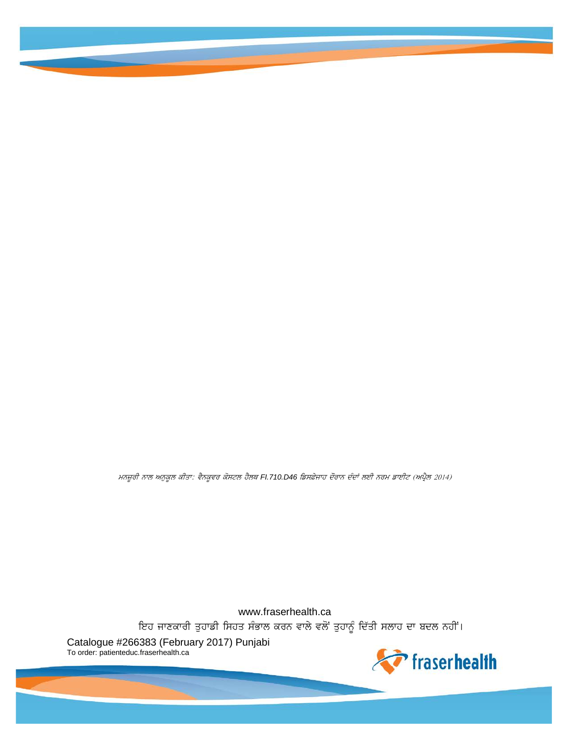*ਮਨਜ਼ੂਰੀ ਨਾਲ ਅਨੁਕੂਲ ਕੀਤਾ: ਵੈਨਕੂਵਰ ਕੋਸਟਲ ਹੈਲਥ FI.710.D46 ਡਿਸਫ਼ੇਜਾਹ ਦੌਰਾਨ ਦੰਦਾਂ ਲਈ ਨਰਮ ਡਾਈਟ (ਅਪ੍ਰੈਲ 2014)*

www.fraserhealth.ca

ਇਹ ਜਾਣਕਾਰੀ ਤੁਹਾਡੀ ਸਿਹਤ ਸੰਭਾਲ ਕਰਨ ਵਾਲੇ ਵਲੋਂ ਤੁਹਾਨੂੰ ਦਿੱਤੀ ਸਲਾਹ ਦਾ ਬਦਲ ਨਹੀਂ।

Catalogue #266383 (February 2017) Punjabi

To order: patienteduc.fraserhealth.ca

fraserhealth